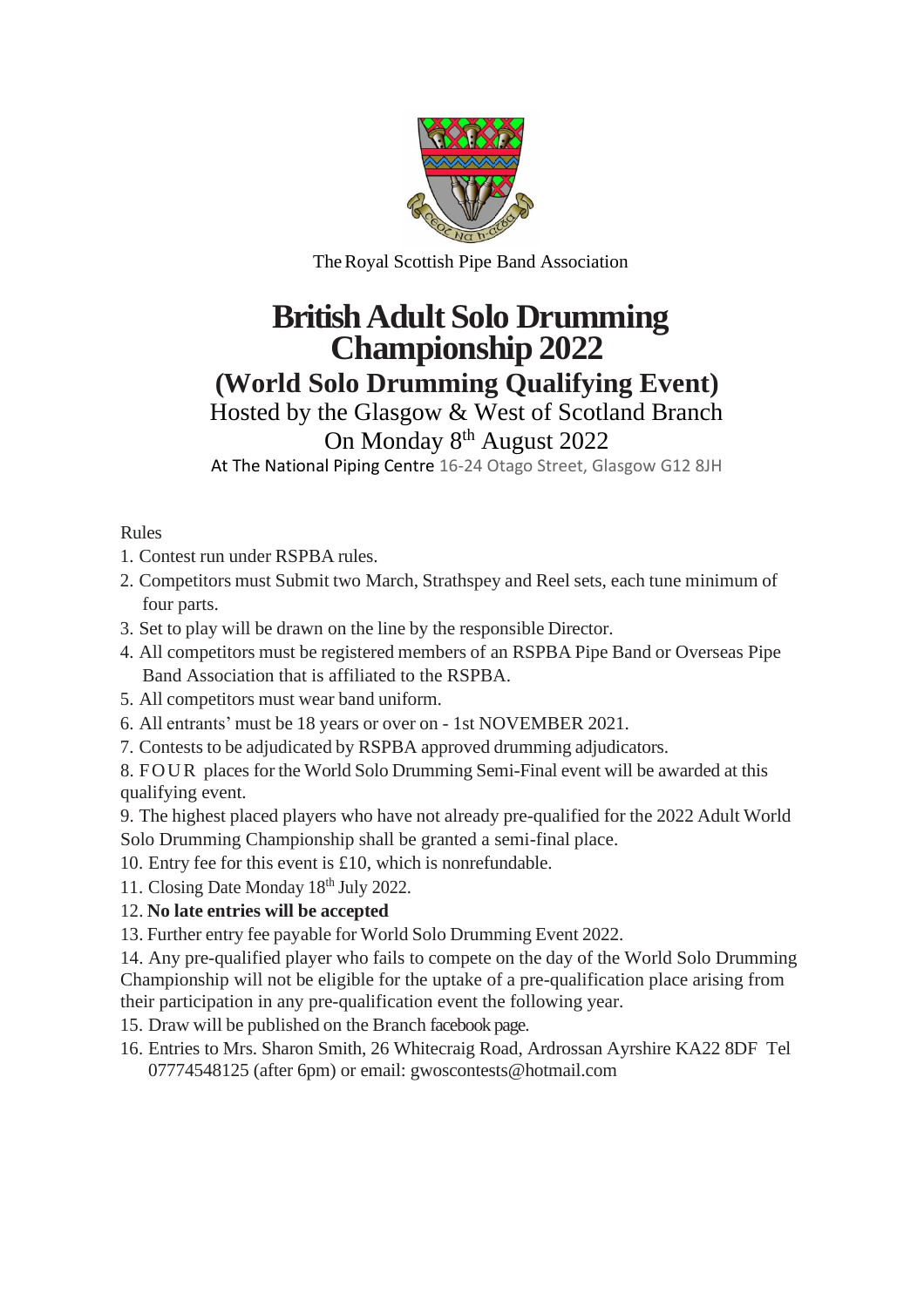The Royal Scottish Pipe Band Association

# British Adult Solo Drumming Championship 2022

## (World Solo Drumming Qualifying Event)

Hosted by the Glasgow & West of Scotland Branch

On Monday 8th August 2022

At The National Piping Centre 16-24 Otago Street, Glasgow G12 8JH

Rules

1. Contest run under RSPBA rules.
2. Competitors must Submit two March, Strathspey and Reel sets, each tune minimum of four parts.
3. Set to play will be drawn on the line by the responsible Director.
4. All competitors must be registered members of an RSPBA Pipe Band or Overseas Pipe Band Association that is affiliated to the RSPBA.
5. All competitors must wear band uniform.
6. All entrants' must be 18 years or over on - 1st NOVEMBER 2021.
7. Contests to be adjudicated by RSPBA approved drumming adjudicators.
8. FOUR places for the World Solo Drumming Semi-Final event will be awarded at this qualifying event.
9. The highest placed players who have not already pre-qualified for the 2022 Adult World Solo Drumming Championship shall be granted a semi-final place.
10. Entry fee for this event is £10, which is nonrefundable.
11. Closing Date Monday 18th July 2022.
12. **No late entries will be accepted**
13. Further entry fee payable for World Solo Drumming Event 2022.
14. Any pre-qualified player who fails to compete on the day of the World Solo Drumming Championship will not be eligible for the uptake of a pre-qualification place arising from their participation in any pre-qualification event the following year.
15. Draw will be published on the Branch facebook page.
16. Entries to Mrs. Sharon Smith, 26 Whitecraig Road, Ardrossan Ayrshire KA22 8DF Tel 07774548125 (after 6pm) or email: gwoscontests@hotmail.com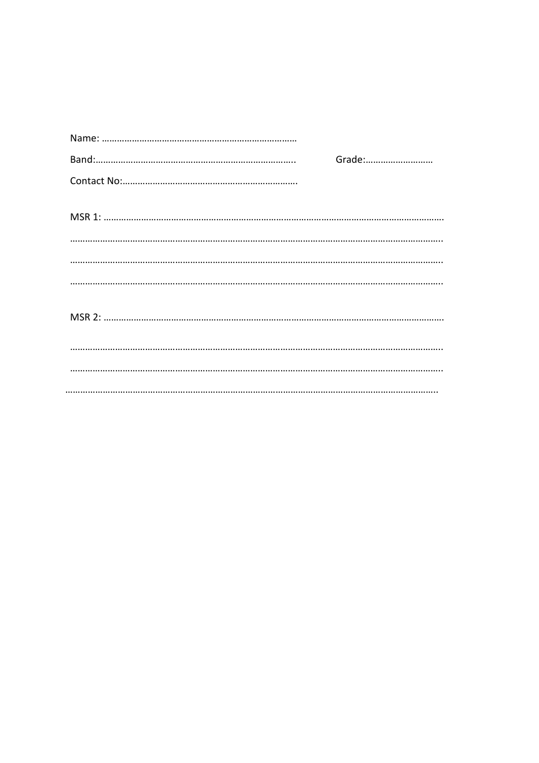Name: ……………………………………………………………………

Band:…………………………………………………………………….. Grade:………………………

Contact No:…………………………………………………………….

MSR 1: ………………………………………………………………………………………………………………………

…………………………………………………………………………………………………………………………………..

…………………………………………………………………………………………………………………………………..

…………………………………………………………………………………………………………………………………..

MSR 2: ………………………………………………………………………………………………………………………

…………………………………………………………………………………………………………………………………..

…………………………………………………………………………………………………………………………………..

…………………………………………………………………………………………………………………………………..